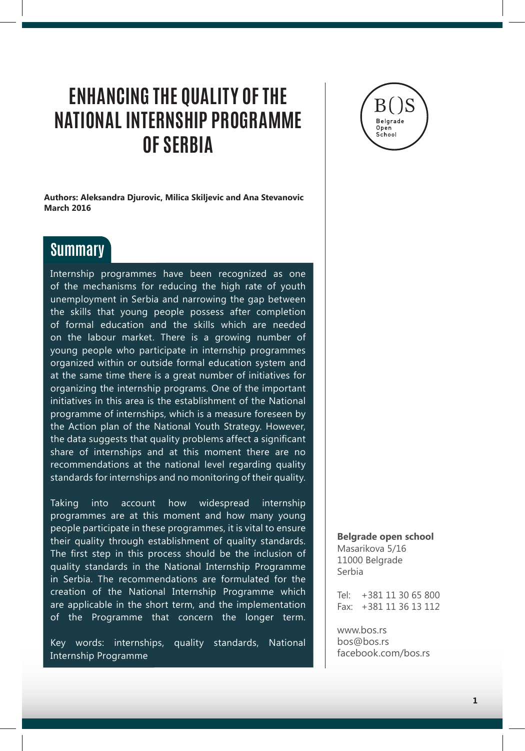# ENHANCING THE QUALITY OF THE NATIONAL INTERNSHIP PROGRAMME OF SERBIA

**Authors: Aleksandra Djurovic, Milica Skiljevic and Ana Stevanovic**
**March 2016**

## Summary

Internship programmes have been recognized as one of the mechanisms for reducing the high rate of youth unemployment in Serbia and narrowing the gap between the skills that young people possess after completion of formal education and the skills which are needed on the labour market. There is a growing number of young people who participate in internship programmes organized within or outside formal education system and at the same time there is a great number of initiatives for organizing the internship programs. One of the important initiatives in this area is the establishment of the National programme of internships, which is a measure foreseen by the Action plan of the National Youth Strategy. However, the data suggests that quality problems affect a significant share of internships and at this moment there are no recommendations at the national level regarding quality standards for internships and no monitoring of their quality.

Taking into account how widespread internship programmes are at this moment and how many young people participate in these programmes, it is vital to ensure their quality through establishment of quality standards. The first step in this process should be the inclusion of quality standards in the National Internship Programme in Serbia. The recommendations are formulated for the creation of the National Internship Programme which are applicable in the short term, and the implementation of the Programme that concern the longer term.

Key words: internships, quality standards, National Internship Programme

B()S
Belgrade
Open
School

**Belgrade open school**
Masarikova 5/16
11000 Belgrade
Serbia

Tel: +381 11 30 65 800
Fax: +381 11 36 13 112

www.bos.rs
bos@bos.rs
facebook.com/bos.rs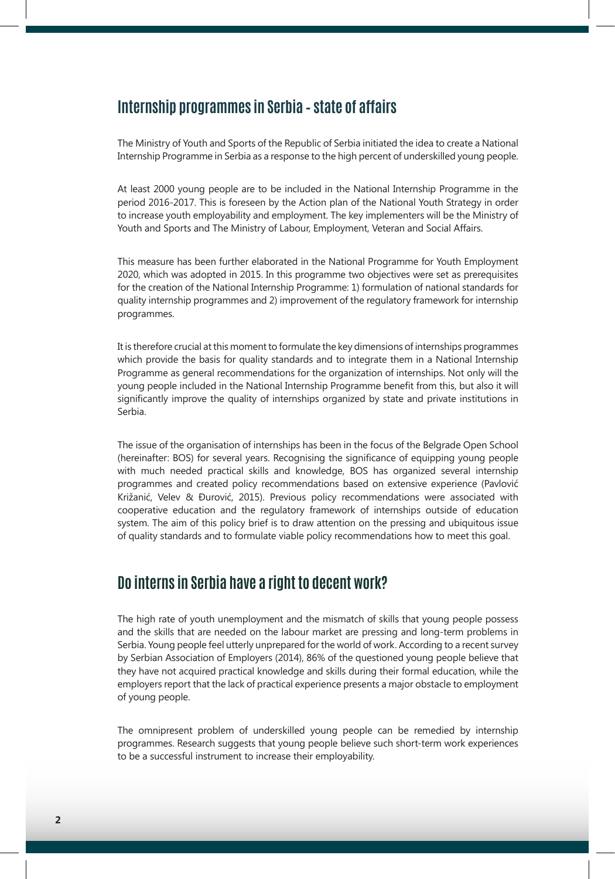## Internship programmes in Serbia - state of affairs

The Ministry of Youth and Sports of the Republic of Serbia initiated the idea to create a National Internship Programme in Serbia as a response to the high percent of underskilled young people.

At least 2000 young people are to be included in the National Internship Programme in the period 2016-2017. This is foreseen by the Action plan of the National Youth Strategy in order to increase youth employability and employment. The key implementers will be the Ministry of Youth and Sports and The Ministry of Labour, Employment, Veteran and Social Affairs.

This measure has been further elaborated in the National Programme for Youth Employment 2020, which was adopted in 2015. In this programme two objectives were set as prerequisites for the creation of the National Internship Programme: 1) formulation of national standards for quality internship programmes and 2) improvement of the regulatory framework for internship programmes.

It is therefore crucial at this moment to formulate the key dimensions of internships programmes which provide the basis for quality standards and to integrate them in a National Internship Programme as general recommendations for the organization of internships. Not only will the young people included in the National Internship Programme benefit from this, but also it will significantly improve the quality of internships organized by state and private institutions in Serbia.

The issue of the organisation of internships has been in the focus of the Belgrade Open School (hereinafter: BOS) for several years. Recognising the significance of equipping young people with much needed practical skills and knowledge, BOS has organized several internship programmes and created policy recommendations based on extensive experience (Pavlović Križanić, Velev & Đurović, 2015). Previous policy recommendations were associated with cooperative education and the regulatory framework of internships outside of education system. The aim of this policy brief is to draw attention on the pressing and ubiquitous issue of quality standards and to formulate viable policy recommendations how to meet this goal.

## Do interns in Serbia have a right to decent work?

The high rate of youth unemployment and the mismatch of skills that young people possess and the skills that are needed on the labour market are pressing and long-term problems in Serbia. Young people feel utterly unprepared for the world of work. According to a recent survey by Serbian Association of Employers (2014), 86% of the questioned young people believe that they have not acquired practical knowledge and skills during their formal education, while the employers report that the lack of practical experience presents a major obstacle to employment of young people.

The omnipresent problem of underskilled young people can be remedied by internship programmes. Research suggests that young people believe such short-term work experiences to be a successful instrument to increase their employability.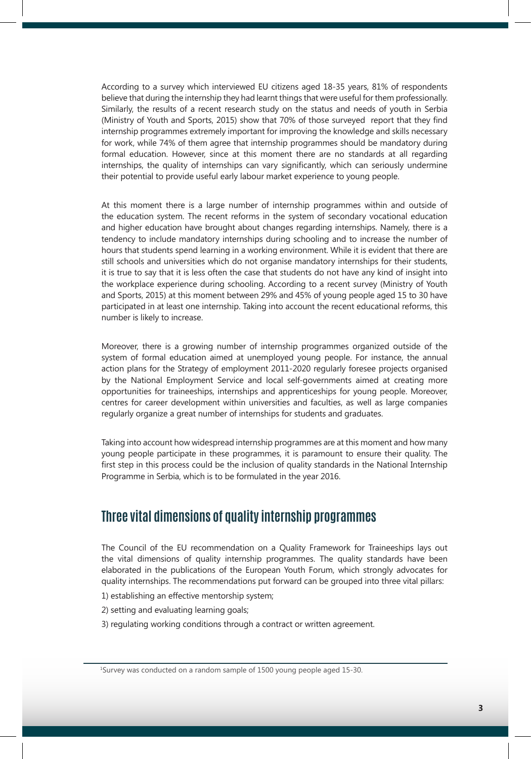According to a survey which interviewed EU citizens aged 18-35 years, 81% of respondents believe that during the internship they had learnt things that were useful for them professionally. Similarly, the results of a recent research study on the status and needs of youth in Serbia (Ministry of Youth and Sports, 2015) show that 70% of those surveyed report that they find internship programmes extremely important for improving the knowledge and skills necessary for work, while 74% of them agree that internship programmes should be mandatory during formal education. However, since at this moment there are no standards at all regarding internships, the quality of internships can vary significantly, which can seriously undermine their potential to provide useful early labour market experience to young people.

At this moment there is a large number of internship programmes within and outside of the education system. The recent reforms in the system of secondary vocational education and higher education have brought about changes regarding internships. Namely, there is a tendency to include mandatory internships during schooling and to increase the number of hours that students spend learning in a working environment. While it is evident that there are still schools and universities which do not organise mandatory internships for their students, it is true to say that it is less often the case that students do not have any kind of insight into the workplace experience during schooling. According to a recent survey (Ministry of Youth and Sports, 2015) at this moment between 29% and 45% of young people aged 15 to 30 have participated in at least one internship. Taking into account the recent educational reforms, this number is likely to increase.

Moreover, there is a growing number of internship programmes organized outside of the system of formal education aimed at unemployed young people. For instance, the annual action plans for the Strategy of employment 2011-2020 regularly foresee projects organised by the National Employment Service and local self-governments aimed at creating more opportunities for traineeships, internships and apprenticeships for young people. Moreover, centres for career development within universities and faculties, as well as large companies regularly organize a great number of internships for students and graduates.

Taking into account how widespread internship programmes are at this moment and how many young people participate in these programmes, it is paramount to ensure their quality. The first step in this process could be the inclusion of quality standards in the National Internship Programme in Serbia, which is to be formulated in the year 2016.

## Three vital dimensions of quality internship programmes

The Council of the EU recommendation on a Quality Framework for Traineeships lays out the vital dimensions of quality internship programmes. The quality standards have been elaborated in the publications of the European Youth Forum, which strongly advocates for quality internships. The recommendations put forward can be grouped into three vital pillars:

1) establishing an effective mentorship system;

2) setting and evaluating learning goals;

3) regulating working conditions through a contract or written agreement.

[1]Survey was conducted on a random sample of 1500 young people aged 15-30.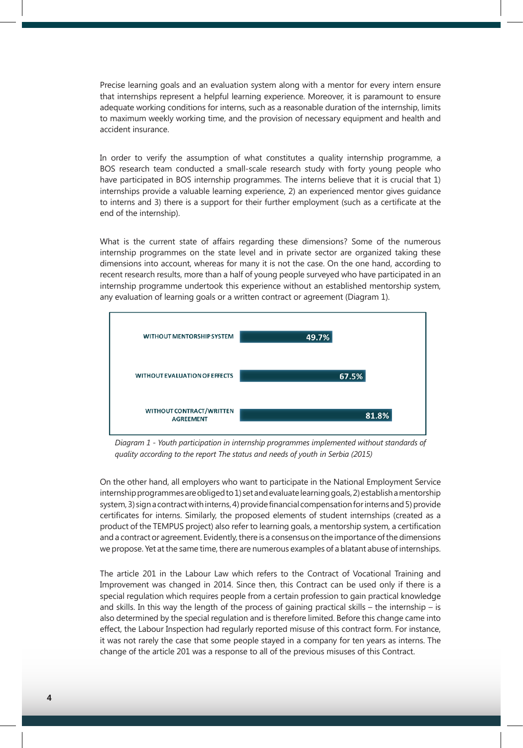Precise learning goals and an evaluation system along with a mentor for every intern ensure that internships represent a helpful learning experience. Moreover, it is paramount to ensure adequate working conditions for interns, such as a reasonable duration of the internship, limits to maximum weekly working time, and the provision of necessary equipment and health and accident insurance.

In order to verify the assumption of what constitutes a quality internship programme, a BOS research team conducted a small-scale research study with forty young people who have participated in BOS internship programmes. The interns believe that it is crucial that 1) internships provide a valuable learning experience, 2) an experienced mentor gives guidance to interns and 3) there is a support for their further employment (such as a certificate at the end of the internship).

What is the current state of affairs regarding these dimensions? Some of the numerous internship programmes on the state level and in private sector are organized taking these dimensions into account, whereas for many it is not the case. On the one hand, according to recent research results, more than a half of young people surveyed who have participated in an internship programme undertook this experience without an established mentorship system, any evaluation of learning goals or a written contract or agreement (Diagram 1).

| | |
|---|---|
| WITHOUT MENTORSHIP SYSTEM | 49.7% |
| WITHOUT EVALUATION OF EFFECTS | 67.5% |
| WITHOUT CONTRACT/WRITTEN AGREEMENT | 81.8% |

*Diagram 1 - Youth participation in internship programmes implemented without standards of quality according to the report The status and needs of youth in Serbia (2015)*

On the other hand, all employers who want to participate in the National Employment Service internship programmes are obliged to 1) set and evaluate learning goals, 2) establish a mentorship system, 3) sign a contract with interns, 4) provide financial compensation for interns and 5) provide certificates for interns. Similarly, the proposed elements of student internships (created as a product of the TEMPUS project) also refer to learning goals, a mentorship system, a certification and a contract or agreement. Evidently, there is a consensus on the importance of the dimensions we propose. Yet at the same time, there are numerous examples of a blatant abuse of internships.

The article 201 in the Labour Law which refers to the Contract of Vocational Training and Improvement was changed in 2014. Since then, this Contract can be used only if there is a special regulation which requires people from a certain profession to gain practical knowledge and skills. In this way the length of the process of gaining practical skills – the internship – is also determined by the special regulation and is therefore limited. Before this change came into effect, the Labour Inspection had regularly reported misuse of this contract form. For instance, it was not rarely the case that some people stayed in a company for ten years as interns. The change of the article 201 was a response to all of the previous misuses of this Contract.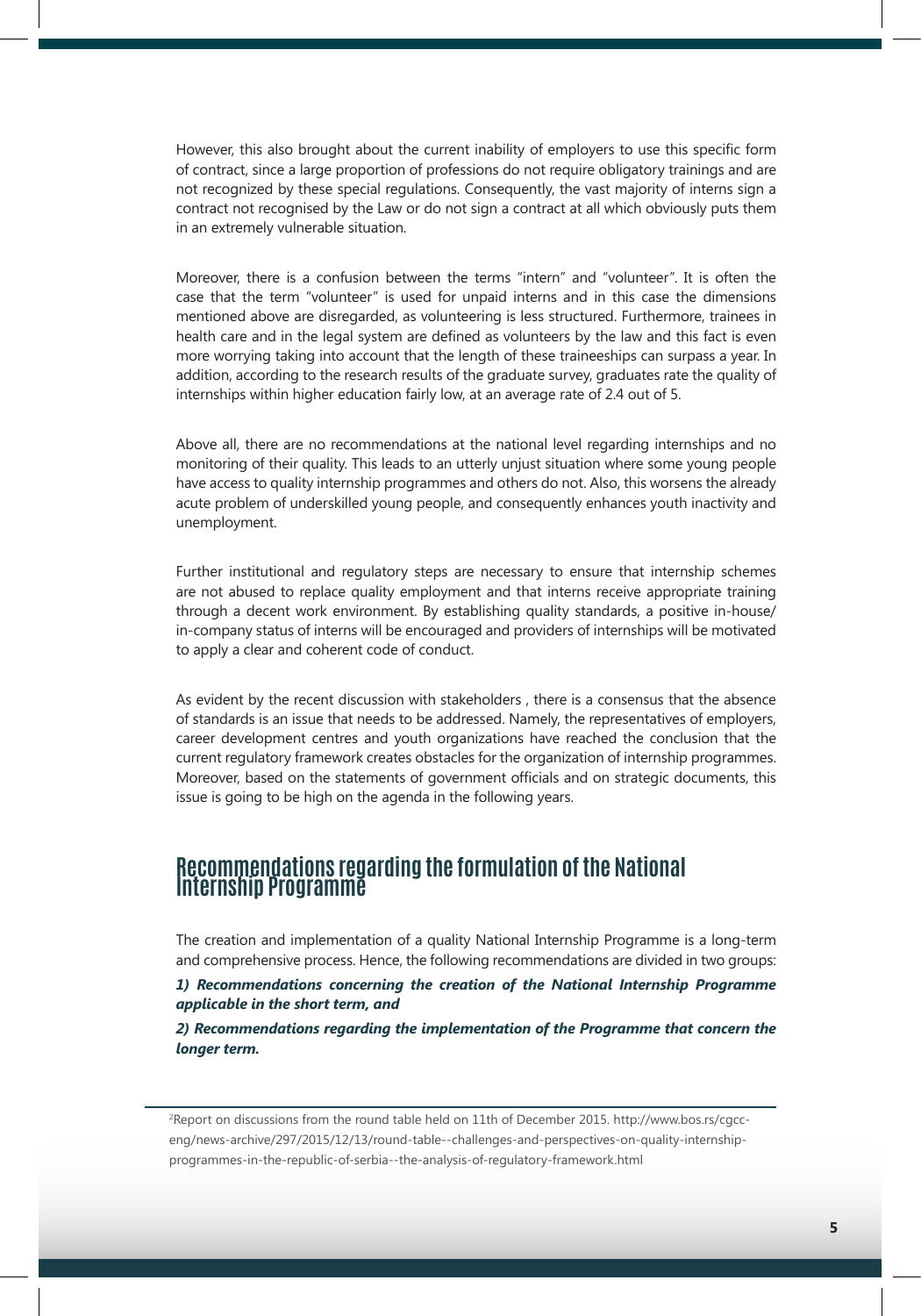However, this also brought about the current inability of employers to use this specific form of contract, since a large proportion of professions do not require obligatory trainings and are not recognized by these special regulations. Consequently, the vast majority of interns sign a contract not recognised by the Law or do not sign a contract at all which obviously puts them in an extremely vulnerable situation.

Moreover, there is a confusion between the terms "intern" and "volunteer". It is often the case that the term "volunteer" is used for unpaid interns and in this case the dimensions mentioned above are disregarded, as volunteering is less structured. Furthermore, trainees in health care and in the legal system are defined as volunteers by the law and this fact is even more worrying taking into account that the length of these traineeships can surpass a year. In addition, according to the research results of the graduate survey, graduates rate the quality of internships within higher education fairly low, at an average rate of 2.4 out of 5.

Above all, there are no recommendations at the national level regarding internships and no monitoring of their quality. This leads to an utterly unjust situation where some young people have access to quality internship programmes and others do not. Also, this worsens the already acute problem of underskilled young people, and consequently enhances youth inactivity and unemployment.

Further institutional and regulatory steps are necessary to ensure that internship schemes are not abused to replace quality employment and that interns receive appropriate training through a decent work environment. By establishing quality standards, a positive in-house/ in-company status of interns will be encouraged and providers of internships will be motivated to apply a clear and coherent code of conduct.

As evident by the recent discussion with stakeholders , there is a consensus that the absence of standards is an issue that needs to be addressed. Namely, the representatives of employers, career development centres and youth organizations have reached the conclusion that the current regulatory framework creates obstacles for the organization of internship programmes. Moreover, based on the statements of government officials and on strategic documents, this issue is going to be high on the agenda in the following years.

## Recommendations regarding the formulation of the National Internship Programme

The creation and implementation of a quality National Internship Programme is a long-term and comprehensive process. Hence, the following recommendations are divided in two groups:

***1) Recommendations concerning the creation of the National Internship Programme applicable in the short term, and***

***2) Recommendations regarding the implementation of the Programme that concern the longer term.***

---

[2]Report on discussions from the round table held on 11th of December 2015. http://www.bos.rs/cgcc-eng/news-archive/297/2015/12/13/round-table--challenges-and-perspectives-on-quality-internship-programmes-in-the-republic-of-serbia--the-analysis-of-regulatory-framework.html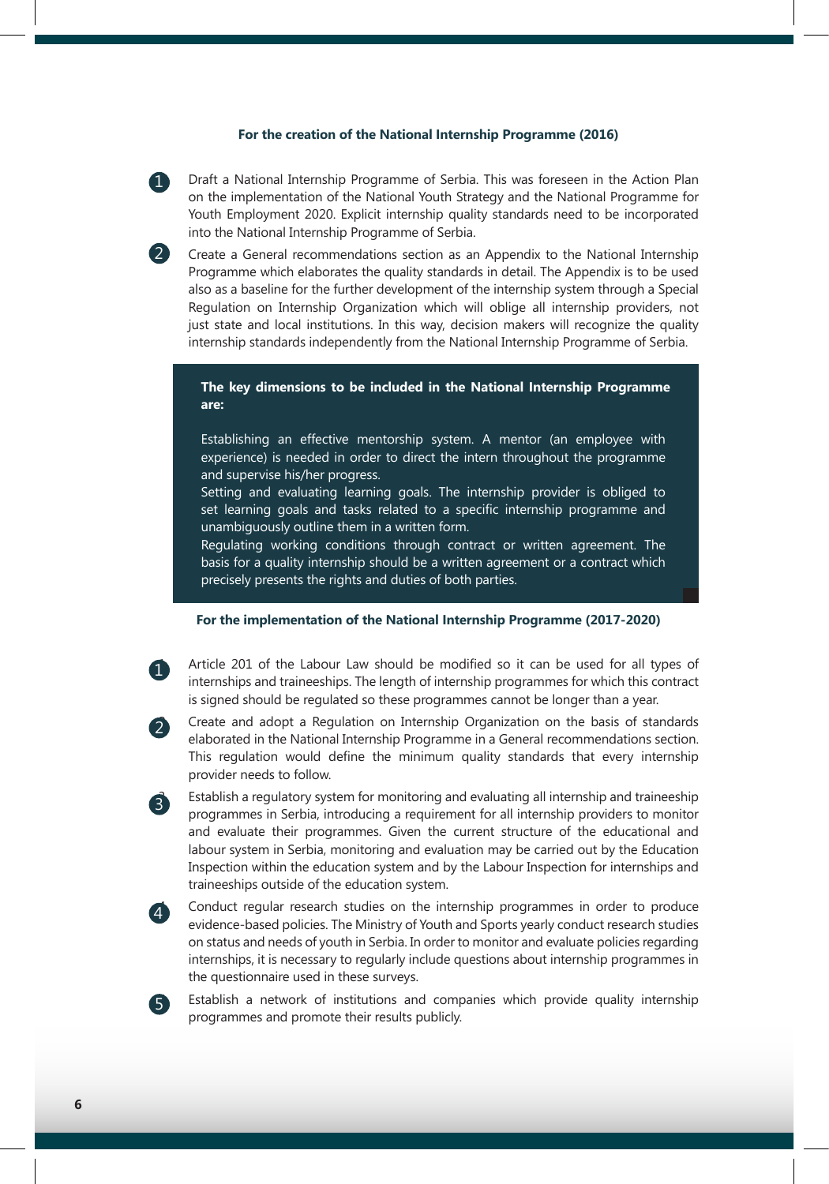#### For the creation of the National Internship Programme (2016)

1. Draft a National Internship Programme of Serbia. This was foreseen in the Action Plan on the implementation of the National Youth Strategy and the National Programme for Youth Employment 2020. Explicit internship quality standards need to be incorporated into the National Internship Programme of Serbia.

2. Create a General recommendations section as an Appendix to the National Internship Programme which elaborates the quality standards in detail. The Appendix is to be used also as a baseline for the further development of the internship system through a Special Regulation on Internship Organization which will oblige all internship providers, not just state and local institutions. In this way, decision makers will recognize the quality internship standards independently from the National Internship Programme of Serbia.

**The key dimensions to be included in the National Internship Programme are:**

Establishing an effective mentorship system. A mentor (an employee with experience) is needed in order to direct the intern throughout the programme and supervise his/her progress.

Setting and evaluating learning goals. The internship provider is obliged to set learning goals and tasks related to a specific internship programme and unambiguously outline them in a written form.

Regulating working conditions through contract or written agreement. The basis for a quality internship should be a written agreement or a contract which precisely presents the rights and duties of both parties.

#### For the implementation of the National Internship Programme (2017-2020)

1. Article 201 of the Labour Law should be modified so it can be used for all types of internships and traineeships. The length of internship programmes for which this contract is signed should be regulated so these programmes cannot be longer than a year.

2. Create and adopt a Regulation on Internship Organization on the basis of standards elaborated in the National Internship Programme in a General recommendations section. This regulation would define the minimum quality standards that every internship provider needs to follow.

3. Establish a regulatory system for monitoring and evaluating all internship and traineeship programmes in Serbia, introducing a requirement for all internship providers to monitor and evaluate their programmes. Given the current structure of the educational and labour system in Serbia, monitoring and evaluation may be carried out by the Education Inspection within the education system and by the Labour Inspection for internships and traineeships outside of the education system.

4. Conduct regular research studies on the internship programmes in order to produce evidence-based policies. The Ministry of Youth and Sports yearly conduct research studies on status and needs of youth in Serbia. In order to monitor and evaluate policies regarding internships, it is necessary to regularly include questions about internship programmes in the questionnaire used in these surveys.

5. Establish a network of institutions and companies which provide quality internship programmes and promote their results publicly.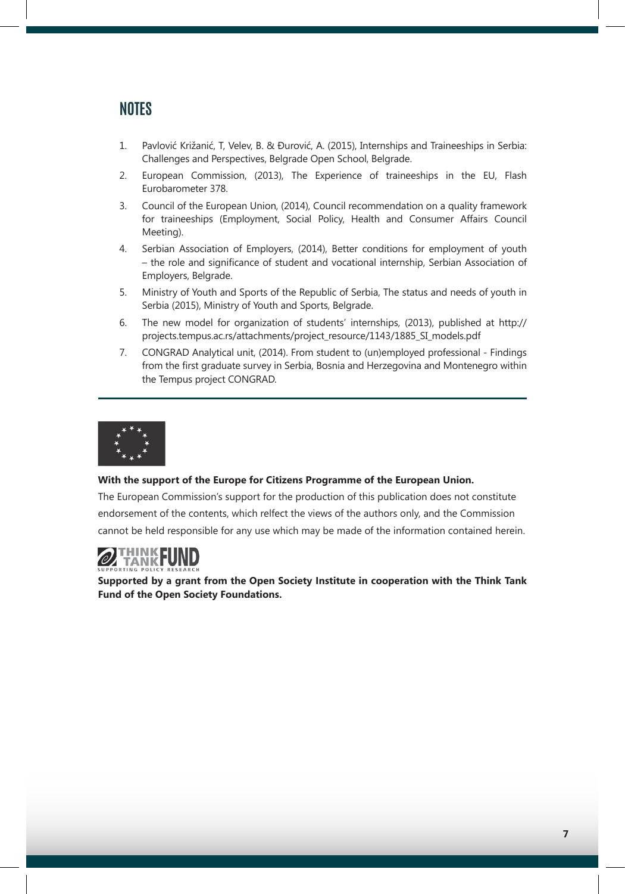## NOTES

1. Pavlović Križanić, T, Velev, B. & Đurović, A. (2015), Internships and Traineeships in Serbia: Challenges and Perspectives, Belgrade Open School, Belgrade.
2. European Commission, (2013), The Experience of traineeships in the EU, Flash Eurobarometer 378.
3. Council of the European Union, (2014), Council recommendation on a quality framework for traineeships (Employment, Social Policy, Health and Consumer Affairs Council Meeting).
4. Serbian Association of Employers, (2014), Better conditions for employment of youth – the role and significance of student and vocational internship, Serbian Association of Employers, Belgrade.
5. Ministry of Youth and Sports of the Republic of Serbia, The status and needs of youth in Serbia (2015), Ministry of Youth and Sports, Belgrade.
6. The new model for organization of students' internships, (2013), published at http://projects.tempus.ac.rs/attachments/project_resource/1143/1885_SI_models.pdf
7. CONGRAD Analytical unit, (2014). From student to (un)employed professional - Findings from the first graduate survey in Serbia, Bosnia and Herzegovina and Montenegro within the Tempus project CONGRAD.

---

**With the support of the Europe for Citizens Programme of the European Union.**

The European Commission's support for the production of this publication does not constitute endorsement of the contents, which relfect the views of the authors only, and the Commission cannot be held responsible for any use which may be made of the information contained herein.

THINK TANK FUND
SUPPORTING POLICY RESEARCH

**Supported by a grant from the Open Society Institute in cooperation with the Think Tank Fund of the Open Society Foundations.**